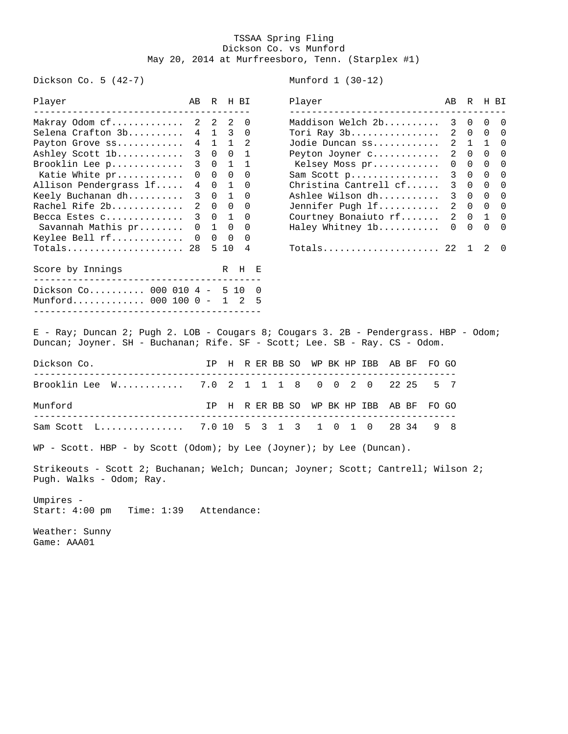# TSSAA Spring Fling
## Dickson Co. vs Munford
May 20, 2014 at Murfreesboro, Tenn. (Starplex #1)

**Dickson Co. 5 (42-7)**

| Player | AB | R | H | BI |
|---|---|---|---|---|
| Makray Odom cf | 2 | 2 | 2 | 0 |
| Selena Crafton 3b | 4 | 1 | 3 | 0 |
| Payton Grove ss | 4 | 1 | 1 | 2 |
| Ashley Scott 1b | 3 | 0 | 0 | 1 |
| Brooklin Lee p | 3 | 0 | 1 | 1 |
| Katie White pr | 0 | 0 | 0 | 0 |
| Allison Pendergrass lf | 4 | 0 | 1 | 0 |
| Keely Buchanan dh | 3 | 0 | 1 | 0 |
| Rachel Rife 2b | 2 | 0 | 0 | 0 |
| Becca Estes c | 3 | 0 | 1 | 0 |
| Savannah Mathis pr | 0 | 1 | 0 | 0 |
| Keylee Bell rf | 0 | 0 | 0 | 0 |
| Totals | 28 | 5 | 10 | 4 |

**Munford 1 (30-12)**

| Player | AB | R | H | BI |
|---|---|---|---|---|
| Maddison Welch 2b | 3 | 0 | 0 | 0 |
| Tori Ray 3b | 2 | 0 | 0 | 0 |
| Jodie Duncan ss | 2 | 1 | 1 | 0 |
| Peyton Joyner c | 2 | 0 | 0 | 0 |
| Kelsey Moss pr | 0 | 0 | 0 | 0 |
| Sam Scott p | 3 | 0 | 0 | 0 |
| Christina Cantrell cf | 3 | 0 | 0 | 0 |
| Ashlee Wilson dh | 3 | 0 | 0 | 0 |
| Jennifer Pugh lf | 2 | 0 | 0 | 0 |
| Courtney Bonaiuto rf | 2 | 0 | 1 | 0 |
| Haley Whitney 1b | 0 | 0 | 0 | 0 |
| Totals | 22 | 1 | 2 | 0 |

| Score by Innings | | R | H | E |
|---|---|---|---|---|
| Dickson Co. | 000 010 4 - | 5 | 10 | 0 |
| Munford | 000 100 0 - | 1 | 2 | 5 |

E - Ray; Duncan 2; Pugh 2. LOB - Cougars 8; Cougars 3. 2B - Pendergrass. HBP - Odom; Duncan; Joyner. SH - Buchanan; Rife. SF - Scott; Lee. SB - Ray. CS - Odom.

| Dickson Co. | IP | H | R | ER | BB | SO | WP | BK | HP | IBB | AB | BF | FO | GO |
|---|---|---|---|---|---|---|---|---|---|---|---|---|---|---|
| Brooklin Lee W | 7.0 | 2 | 1 | 1 | 1 | 8 | 0 | 0 | 2 | 0 | 22 | 25 | 5 | 7 |

| Munford | IP | H | R | ER | BB | SO | WP | BK | HP | IBB | AB | BF | FO | GO |
|---|---|---|---|---|---|---|---|---|---|---|---|---|---|---|
| Sam Scott L | 7.0 | 10 | 5 | 3 | 1 | 3 | 1 | 0 | 1 | 0 | 28 | 34 | 9 | 8 |

WP - Scott. HBP - by Scott (Odom); by Lee (Joyner); by Lee (Duncan).

Strikeouts - Scott 2; Buchanan; Welch; Duncan; Joyner; Scott; Cantrell; Wilson 2; Pugh. Walks - Odom; Ray.

Umpires -
Start: 4:00 pm   Time: 1:39   Attendance:

Weather: Sunny
Game: AAA01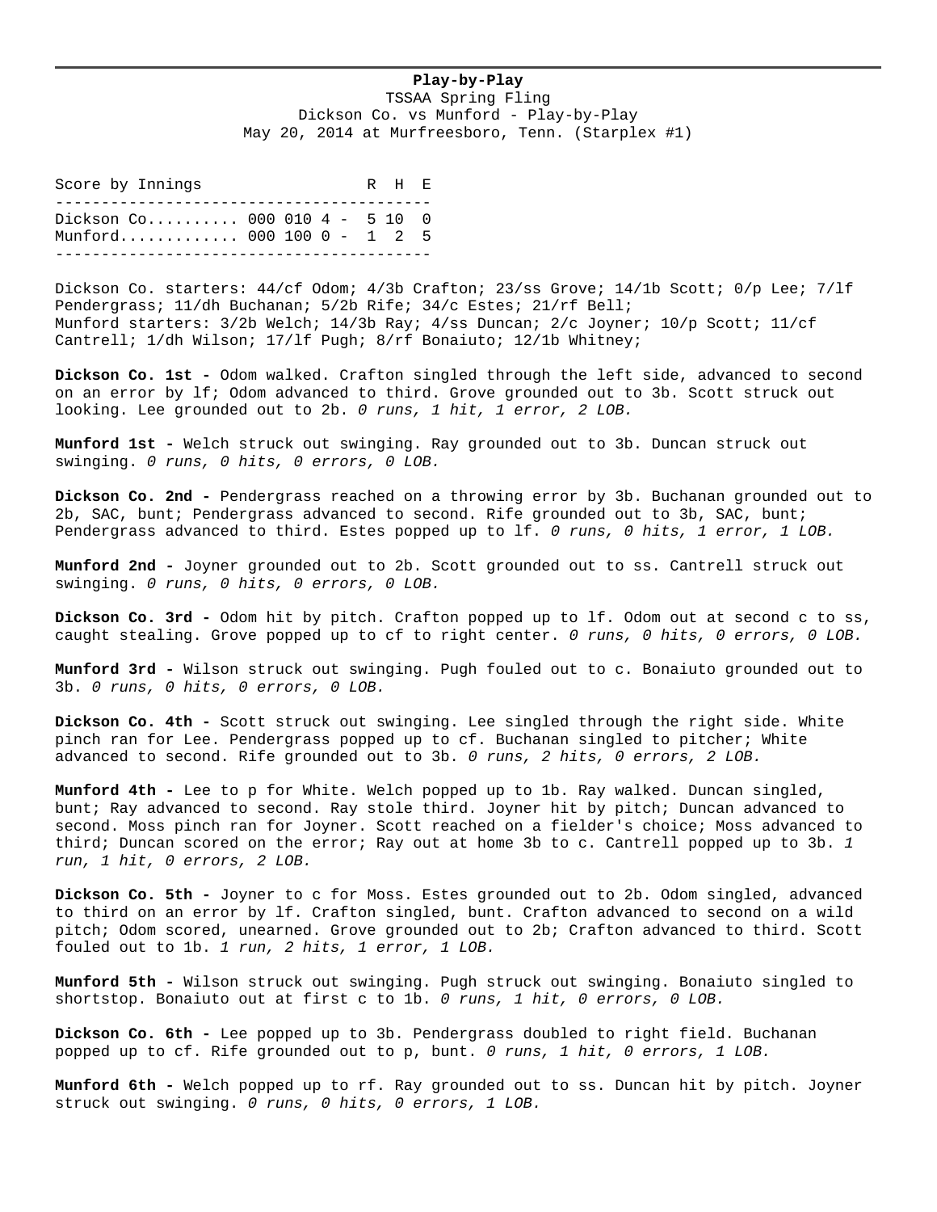**Play-by-Play**

TSSAA Spring Fling
Dickson Co. vs Munford - Play-by-Play
May 20, 2014 at Murfreesboro, Tenn. (Starplex #1)

| Score by Innings | | R | H | E |
|---|---|---|---|---|
| Dickson Co. | 000 010 4 - | 5 | 10 | 0 |
| Munford | 000 100 0 - | 1 | 2 | 5 |

Dickson Co. starters: 44/cf Odom; 4/3b Crafton; 23/ss Grove; 14/1b Scott; 0/p Lee; 7/lf Pendergrass; 11/dh Buchanan; 5/2b Rife; 34/c Estes; 21/rf Bell;
Munford starters: 3/2b Welch; 14/3b Ray; 4/ss Duncan; 2/c Joyner; 10/p Scott; 11/cf Cantrell; 1/dh Wilson; 17/lf Pugh; 8/rf Bonaiuto; 12/1b Whitney;

**Dickson Co. 1st -** Odom walked. Crafton singled through the left side, advanced to second on an error by lf; Odom advanced to third. Grove grounded out to 3b. Scott struck out looking. Lee grounded out to 2b. *0 runs, 1 hit, 1 error, 2 LOB.*

**Munford 1st -** Welch struck out swinging. Ray grounded out to 3b. Duncan struck out swinging. *0 runs, 0 hits, 0 errors, 0 LOB.*

**Dickson Co. 2nd -** Pendergrass reached on a throwing error by 3b. Buchanan grounded out to 2b, SAC, bunt; Pendergrass advanced to second. Rife grounded out to 3b, SAC, bunt; Pendergrass advanced to third. Estes popped up to lf. *0 runs, 0 hits, 1 error, 1 LOB.*

**Munford 2nd -** Joyner grounded out to 2b. Scott grounded out to ss. Cantrell struck out swinging. *0 runs, 0 hits, 0 errors, 0 LOB.*

**Dickson Co. 3rd -** Odom hit by pitch. Crafton popped up to lf. Odom out at second c to ss, caught stealing. Grove popped up to cf to right center. *0 runs, 0 hits, 0 errors, 0 LOB.*

**Munford 3rd -** Wilson struck out swinging. Pugh fouled out to c. Bonaiuto grounded out to 3b. *0 runs, 0 hits, 0 errors, 0 LOB.*

**Dickson Co. 4th -** Scott struck out swinging. Lee singled through the right side. White pinch ran for Lee. Pendergrass popped up to cf. Buchanan singled to pitcher; White advanced to second. Rife grounded out to 3b. *0 runs, 2 hits, 0 errors, 2 LOB.*

**Munford 4th -** Lee to p for White. Welch popped up to 1b. Ray walked. Duncan singled, bunt; Ray advanced to second. Ray stole third. Joyner hit by pitch; Duncan advanced to second. Moss pinch ran for Joyner. Scott reached on a fielder's choice; Moss advanced to third; Duncan scored on the error; Ray out at home 3b to c. Cantrell popped up to 3b. *1 run, 1 hit, 0 errors, 2 LOB.*

**Dickson Co. 5th -** Joyner to c for Moss. Estes grounded out to 2b. Odom singled, advanced to third on an error by lf. Crafton singled, bunt. Crafton advanced to second on a wild pitch; Odom scored, unearned. Grove grounded out to 2b; Crafton advanced to third. Scott fouled out to 1b. *1 run, 2 hits, 1 error, 1 LOB.*

**Munford 5th -** Wilson struck out swinging. Pugh struck out swinging. Bonaiuto singled to shortstop. Bonaiuto out at first c to 1b. *0 runs, 1 hit, 0 errors, 0 LOB.*

**Dickson Co. 6th -** Lee popped up to 3b. Pendergrass doubled to right field. Buchanan popped up to cf. Rife grounded out to p, bunt. *0 runs, 1 hit, 0 errors, 1 LOB.*

**Munford 6th -** Welch popped up to rf. Ray grounded out to ss. Duncan hit by pitch. Joyner struck out swinging. *0 runs, 0 hits, 0 errors, 1 LOB.*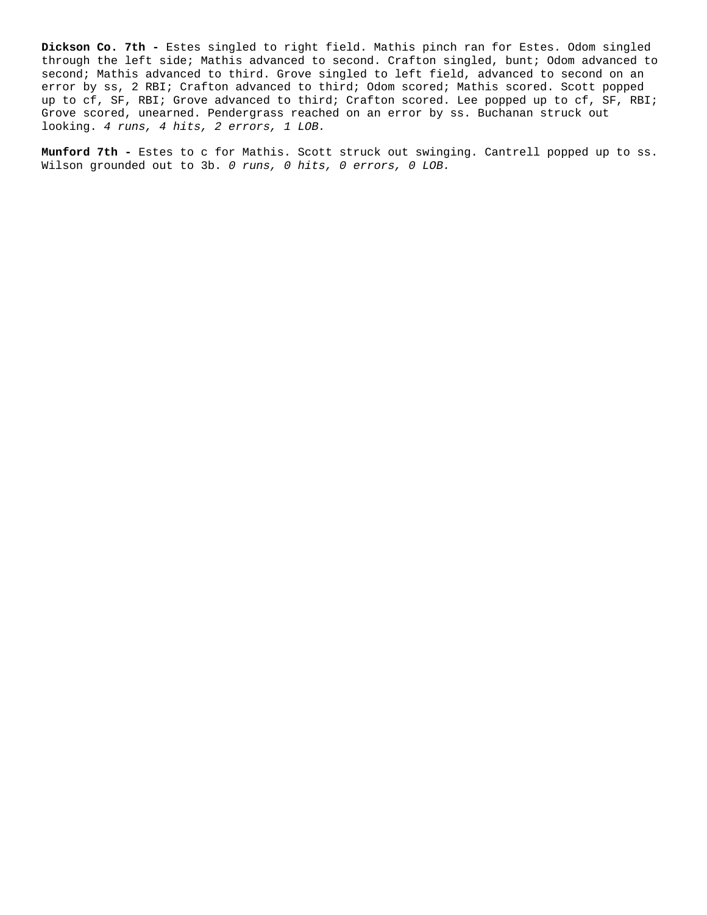**Dickson Co. 7th -** Estes singled to right field. Mathis pinch ran for Estes. Odom singled through the left side; Mathis advanced to second. Crafton singled, bunt; Odom advanced to second; Mathis advanced to third. Grove singled to left field, advanced to second on an error by ss, 2 RBI; Crafton advanced to third; Odom scored; Mathis scored. Scott popped up to cf, SF, RBI; Grove advanced to third; Crafton scored. Lee popped up to cf, SF, RBI; Grove scored, unearned. Pendergrass reached on an error by ss. Buchanan struck out looking. *4 runs, 4 hits, 2 errors, 1 LOB.*

**Munford 7th -** Estes to c for Mathis. Scott struck out swinging. Cantrell popped up to ss. Wilson grounded out to 3b. *0 runs, 0 hits, 0 errors, 0 LOB.*